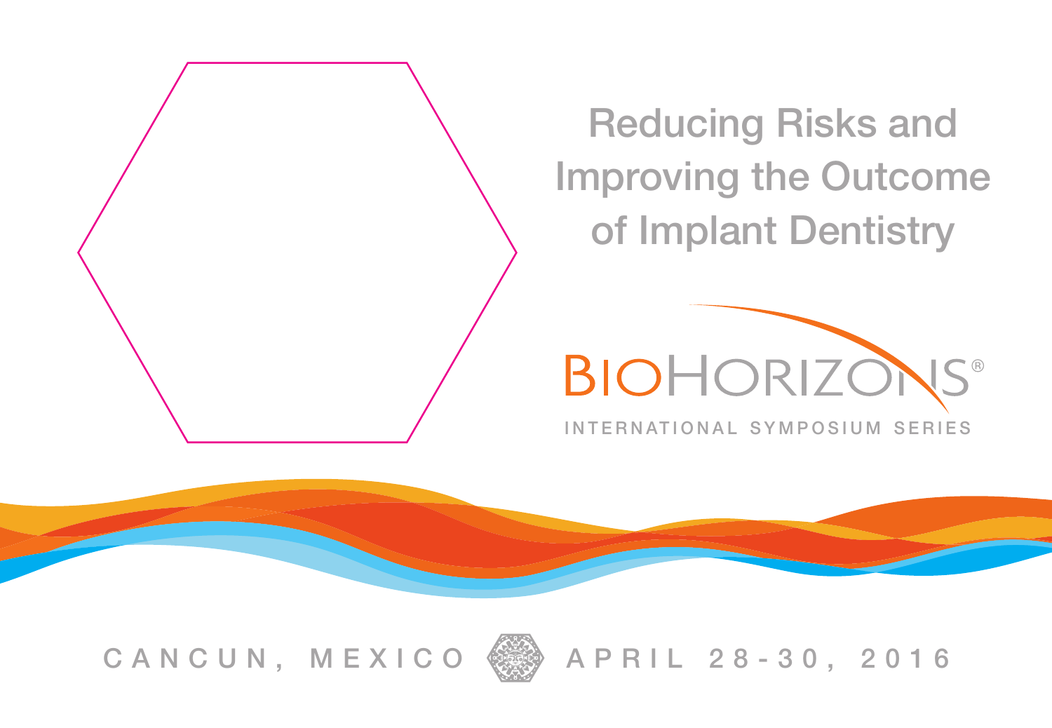# Reducing Risks and Improving the Outcome of Implant Dentistry

BIOHORIZONS®

INTERNATIONAL SYMPOSIUM SERIES

CANCUN, MEXICO APRIL 28-30, 2016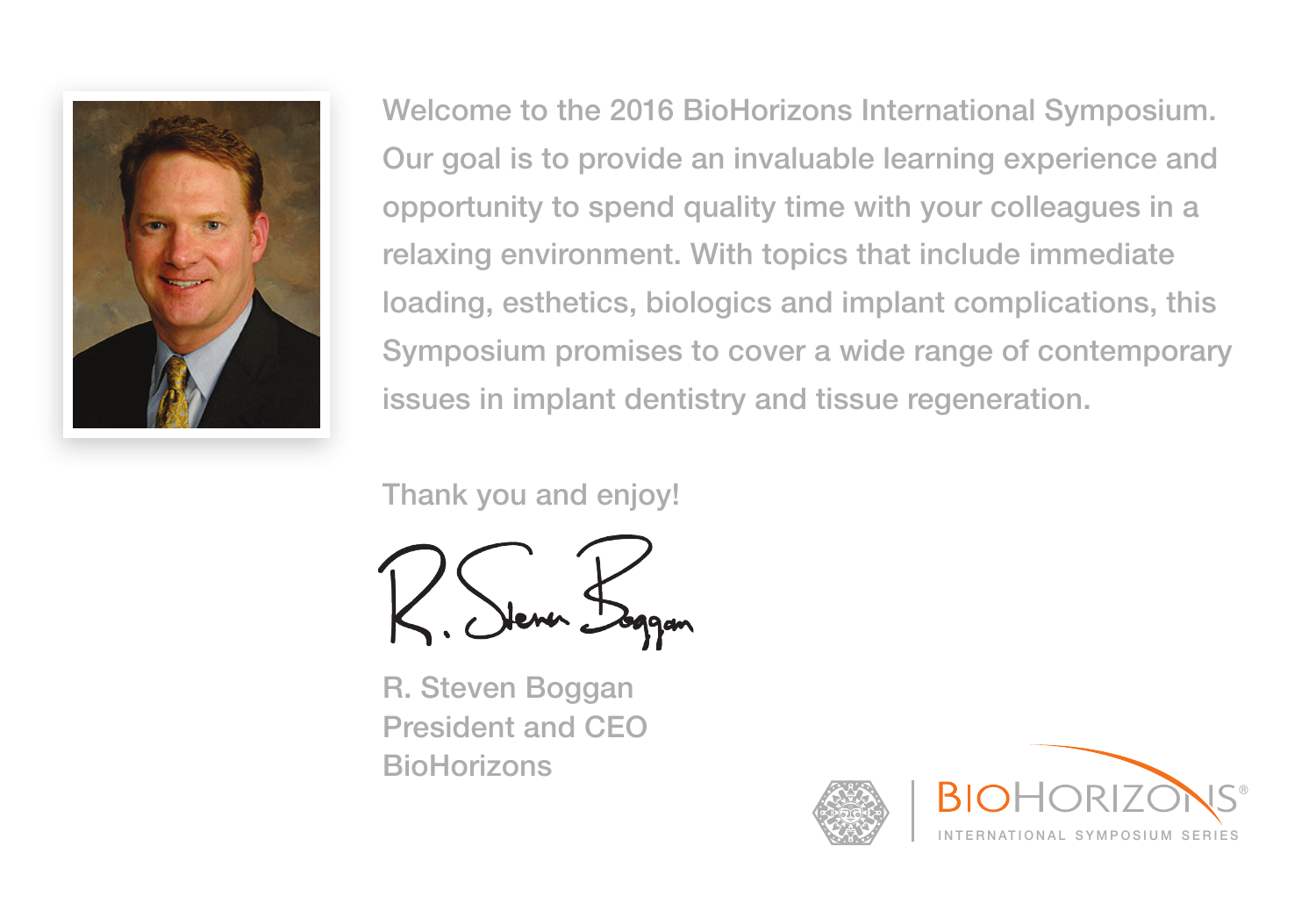Welcome to the 2016 BioHorizons International Symposium. Our goal is to provide an invaluable learning experience and opportunity to spend quality time with your colleagues in a relaxing environment. With topics that include immediate loading, esthetics, biologics and implant complications, this Symposium promises to cover a wide range of contemporary issues in implant dentistry and tissue regeneration.

Thank you and enjoy!

R. Steven Boggan
President and CEO
BioHorizons

BIOHORIZONS®
INTERNATIONAL SYMPOSIUM SERIES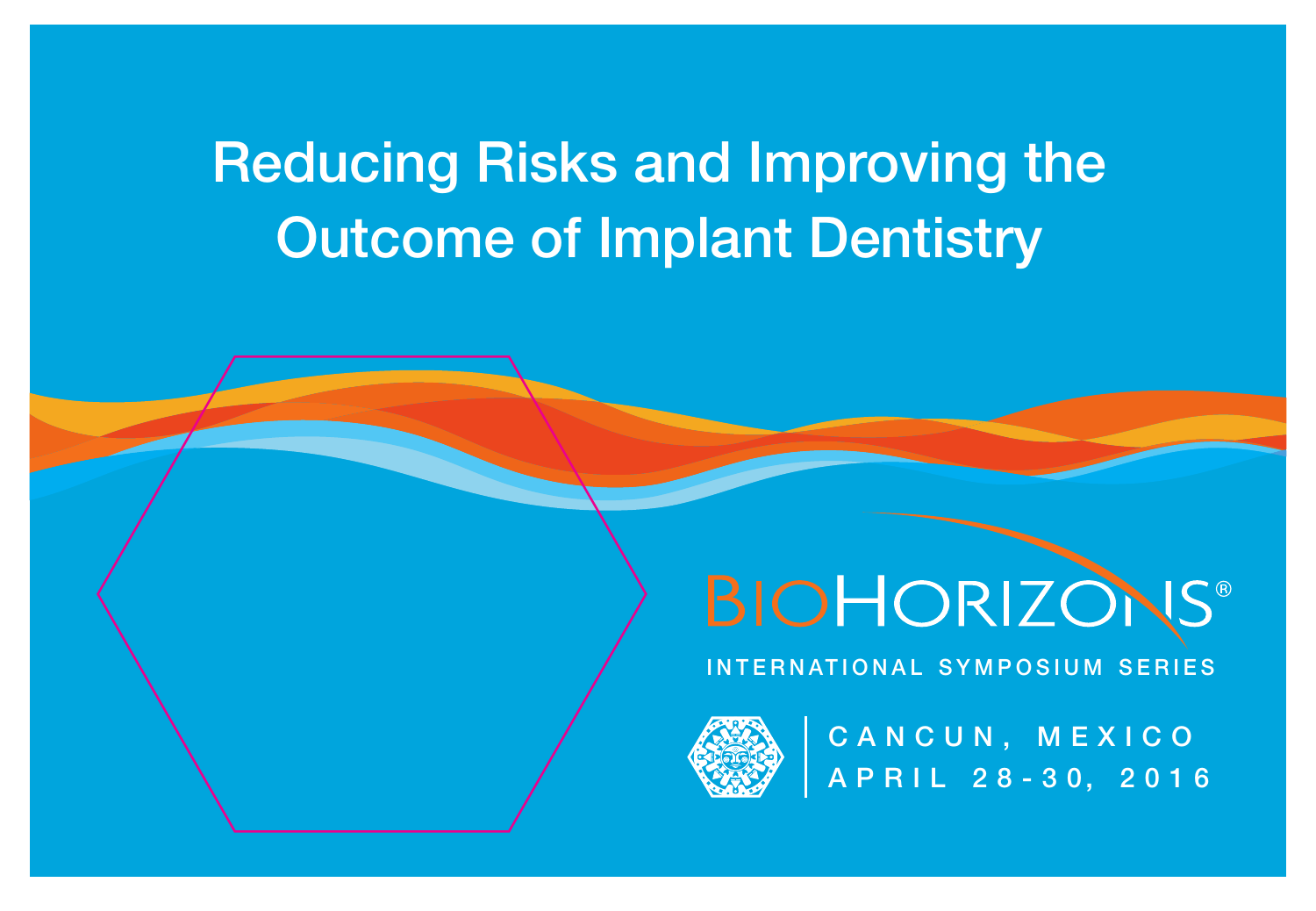# Reducing Risks and Improving the Outcome of Implant Dentistry

BIOHORIZONS®

INTERNATIONAL SYMPOSIUM SERIES

CANCUN, MEXICO

APRIL 28-30, 2016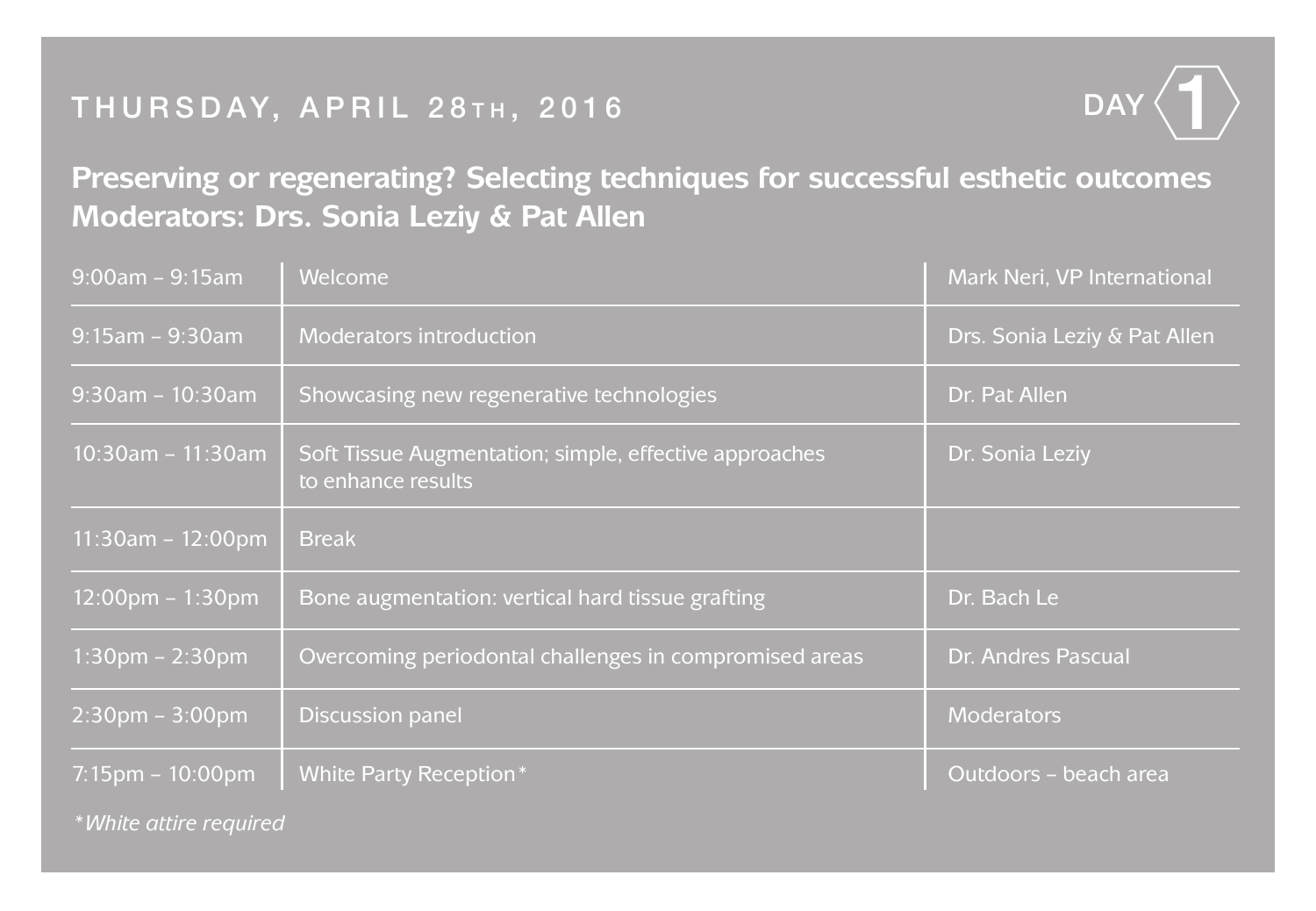# THURSDAY, APRIL 28TH, 2016

DAY 1

## Preserving or regenerating? Selecting techniques for successful esthetic outcomes
## Moderators: Drs. Sonia Leziy & Pat Allen

| | | |
|---|---|---|
| 9:00am – 9:15am | Welcome | Mark Neri, VP International |
| 9:15am – 9:30am | Moderators introduction | Drs. Sonia Leziy & Pat Allen |
| 9:30am – 10:30am | Showcasing new regenerative technologies | Dr. Pat Allen |
| 10:30am – 11:30am | Soft Tissue Augmentation; simple, effective approaches to enhance results | Dr. Sonia Leziy |
| 11:30am – 12:00pm | Break | |
| 12:00pm – 1:30pm | Bone augmentation: vertical hard tissue grafting | Dr. Bach Le |
| 1:30pm – 2:30pm | Overcoming periodontal challenges in compromised areas | Dr. Andres Pascual |
| 2:30pm – 3:00pm | Discussion panel | Moderators |
| 7:15pm – 10:00pm | White Party Reception* | Outdoors – beach area |

*\*White attire required*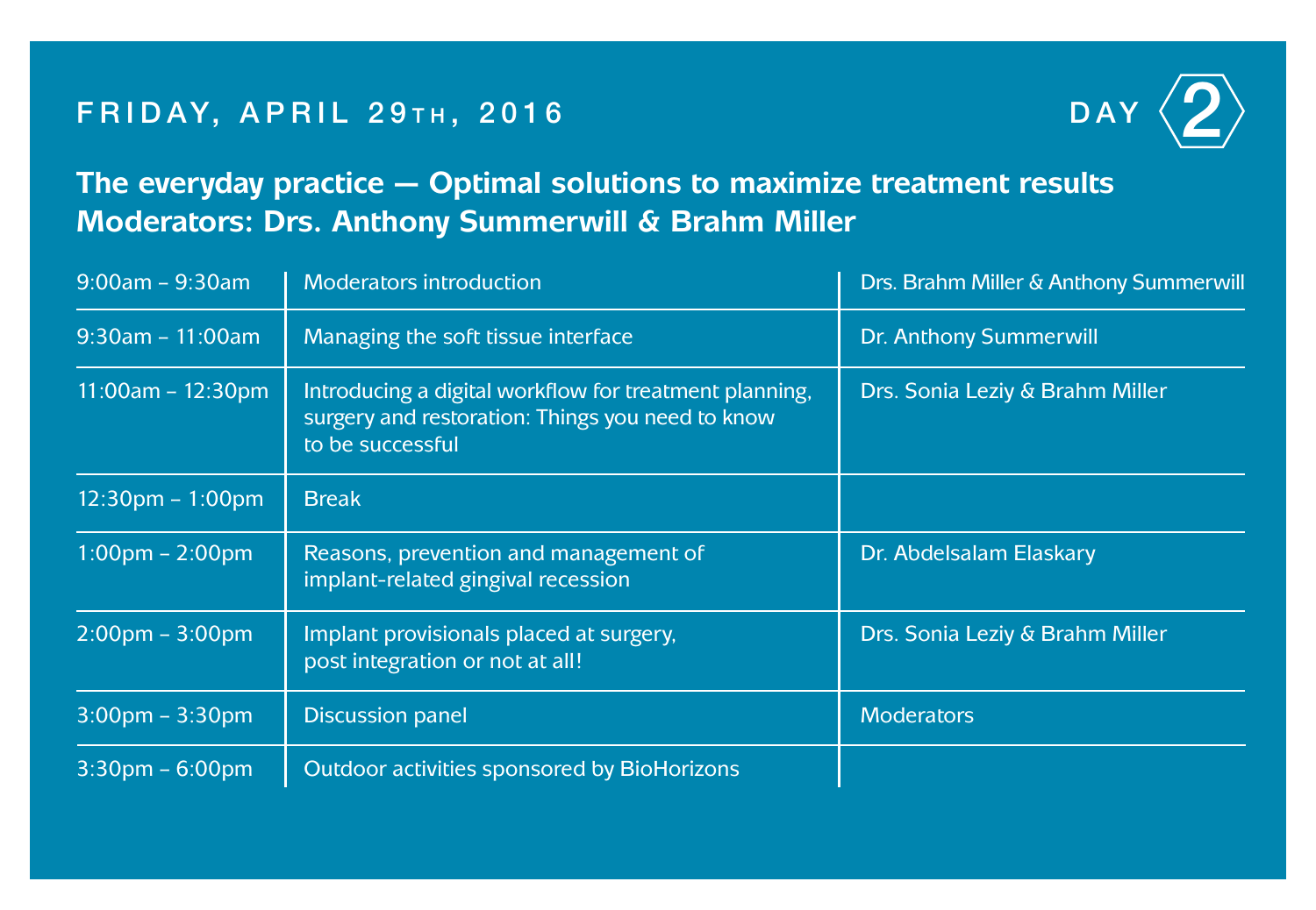# FRIDAY, APRIL 29TH, 2016

DAY 2

## The everyday practice — Optimal solutions to maximize treatment results
## Moderators: Drs. Anthony Summerwill & Brahm Miller

| | | |
|---|---|---|
| 9:00am – 9:30am | Moderators introduction | Drs. Brahm Miller & Anthony Summerwill |
| 9:30am – 11:00am | Managing the soft tissue interface | Dr. Anthony Summerwill |
| 11:00am – 12:30pm | Introducing a digital workflow for treatment planning, surgery and restoration: Things you need to know to be successful | Drs. Sonia Leziy & Brahm Miller |
| 12:30pm – 1:00pm | Break | |
| 1:00pm – 2:00pm | Reasons, prevention and management of implant-related gingival recession | Dr. Abdelsalam Elaskary |
| 2:00pm – 3:00pm | Implant provisionals placed at surgery, post integration or not at all! | Drs. Sonia Leziy & Brahm Miller |
| 3:00pm – 3:30pm | Discussion panel | Moderators |
| 3:30pm – 6:00pm | Outdoor activities sponsored by BioHorizons | |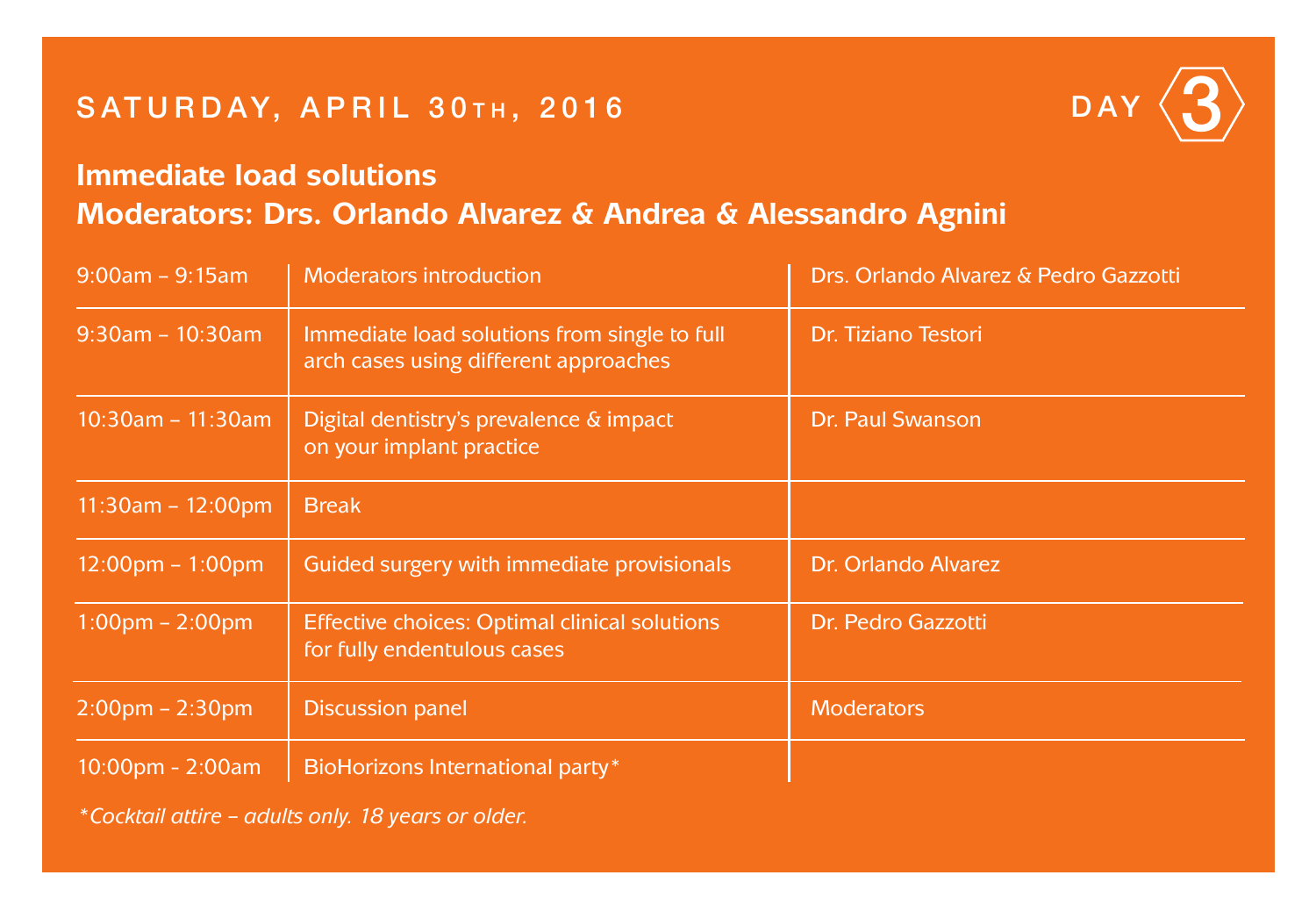# SATURDAY, APRIL 30TH, 2016

DAY 3

## Immediate load solutions
## Moderators: Drs. Orlando Alvarez & Andrea & Alessandro Agnini

| Time | Session | Speaker |
|---|---|---|
| 9:00am – 9:15am | Moderators introduction | Drs. Orlando Alvarez & Pedro Gazzotti |
| 9:30am – 10:30am | Immediate load solutions from single to full arch cases using different approaches | Dr. Tiziano Testori |
| 10:30am – 11:30am | Digital dentistry's prevalence & impact on your implant practice | Dr. Paul Swanson |
| 11:30am – 12:00pm | Break | |
| 12:00pm – 1:00pm | Guided surgery with immediate provisionals | Dr. Orlando Alvarez |
| 1:00pm – 2:00pm | Effective choices: Optimal clinical solutions for fully endentulous cases | Dr. Pedro Gazzotti |
| 2:00pm – 2:30pm | Discussion panel | Moderators |
| 10:00pm - 2:00am | BioHorizons International party* | |

*\*Cocktail attire – adults only. 18 years or older.*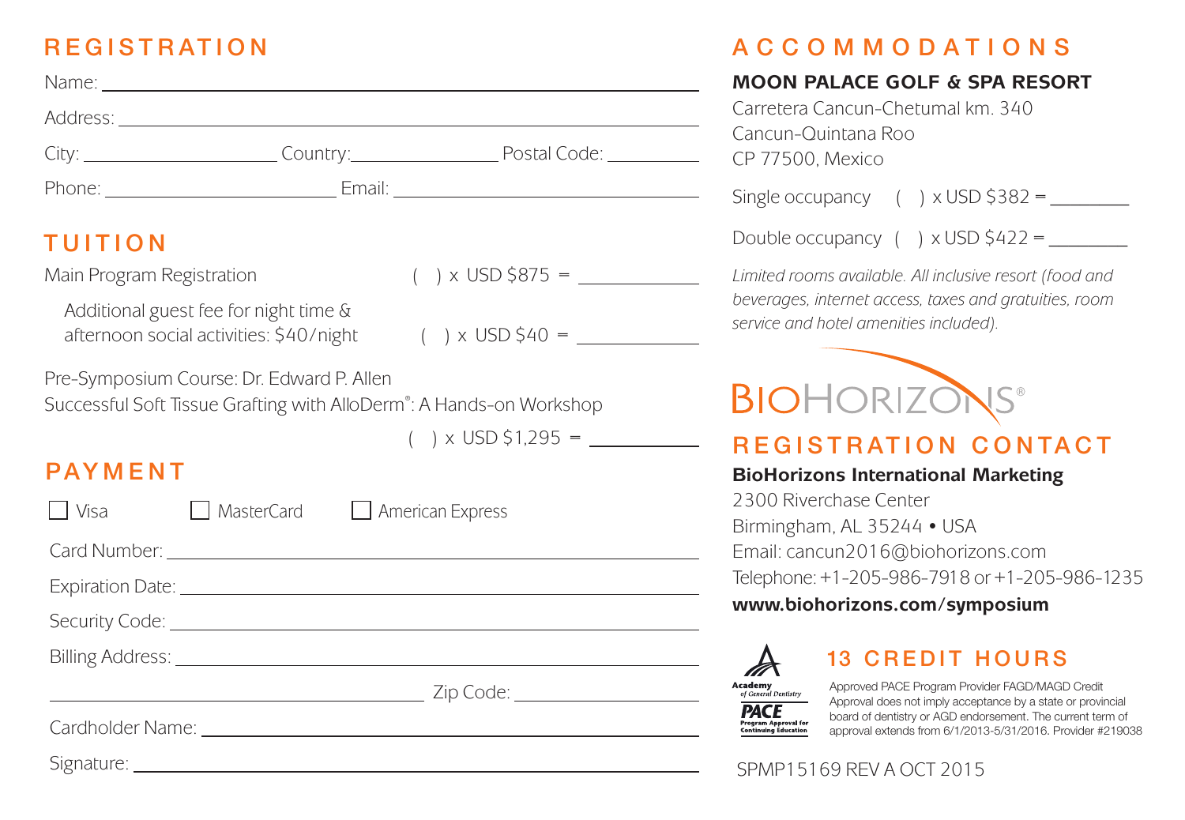## REGISTRATION

Name: ______________________________

Address: ______________________________

City: ______________ Country: ______________ Postal Code: __________

Phone: ______________ Email: ______________________

## TUITION

Main Program Registration ( ) x USD $875 = ____________

Additional guest fee for night time & afternoon social activities: $40/night ( ) x USD $40 = ____________

Pre-Symposium Course: Dr. Edward P. Allen
Successful Soft Tissue Grafting with AlloDerm®: A Hands-on Workshop

( ) x USD $1,295 = ____________

## PAYMENT

☐ Visa ☐ MasterCard ☐ American Express

Card Number: ______________________________

Expiration Date: ______________________________

Security Code: ______________________________

Billing Address: ______________________________

______________________________ Zip Code: ______________

Cardholder Name: ______________________________

Signature: ______________________________

## ACCOMMODATIONS

**MOON PALACE GOLF & SPA RESORT**

Carretera Cancun-Chetumal km. 340
Cancun-Quintana Roo
CP 77500, Mexico

Single occupancy ( ) x USD $382 = ________

Double occupancy ( ) x USD $422 = ________

*Limited rooms available. All inclusive resort (food and beverages, internet access, taxes and gratuities, room service and hotel amenities included).*

BIOHORIZONS®

## REGISTRATION CONTACT

**BioHorizons International Marketing**

2300 Riverchase Center
Birmingham, AL 35244 • USA
Email: cancun2016@biohorizons.com
Telephone: +1-205-986-7918 or +1-205-986-1235

**www.biohorizons.com/symposium**

Academy of General Dentistry PACE Program Approval for Continuing Education

## 13 CREDIT HOURS

Approved PACE Program Provider FAGD/MAGD Credit Approval does not imply acceptance by a state or provincial board of dentistry or AGD endorsement. The current term of approval extends from 6/1/2013-5/31/2016. Provider #219038

SPMP15169 REV A OCT 2015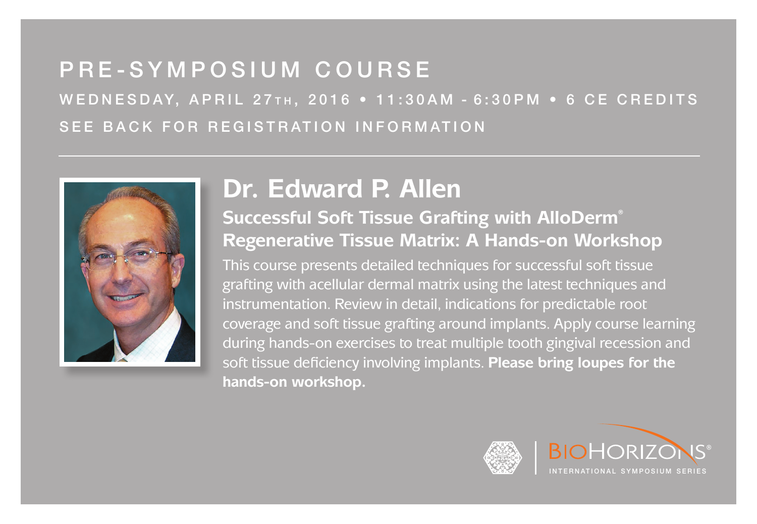# PRE-SYMPOSIUM COURSE

WEDNESDAY, APRIL 27TH, 2016 • 11:30AM - 6:30PM • 6 CE CREDITS

SEE BACK FOR REGISTRATION INFORMATION

---

## Dr. Edward P. Allen

### Successful Soft Tissue Grafting with AlloDerm® Regenerative Tissue Matrix: A Hands-on Workshop

This course presents detailed techniques for successful soft tissue grafting with acellular dermal matrix using the latest techniques and instrumentation. Review in detail, indications for predictable root coverage and soft tissue grafting around implants. Apply course learning during hands-on exercises to treat multiple tooth gingival recession and soft tissue deficiency involving implants. **Please bring loupes for the hands-on workshop.**

BIOHORIZONS® INTERNATIONAL SYMPOSIUM SERIES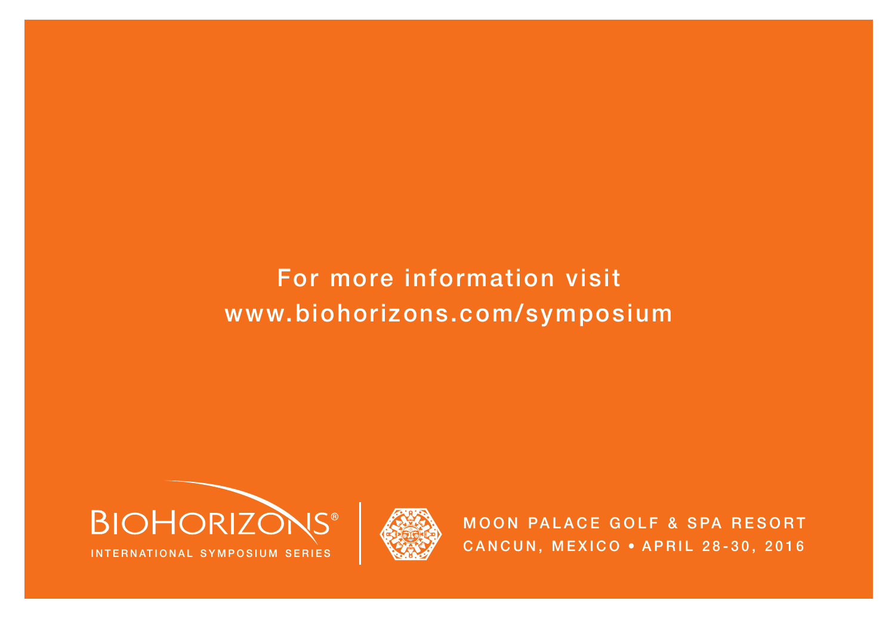For more information visit
www.biohorizons.com/symposium

BIOHORIZONS®
INTERNATIONAL SYMPOSIUM SERIES

MOON PALACE GOLF & SPA RESORT
CANCUN, MEXICO • APRIL 28-30, 2016